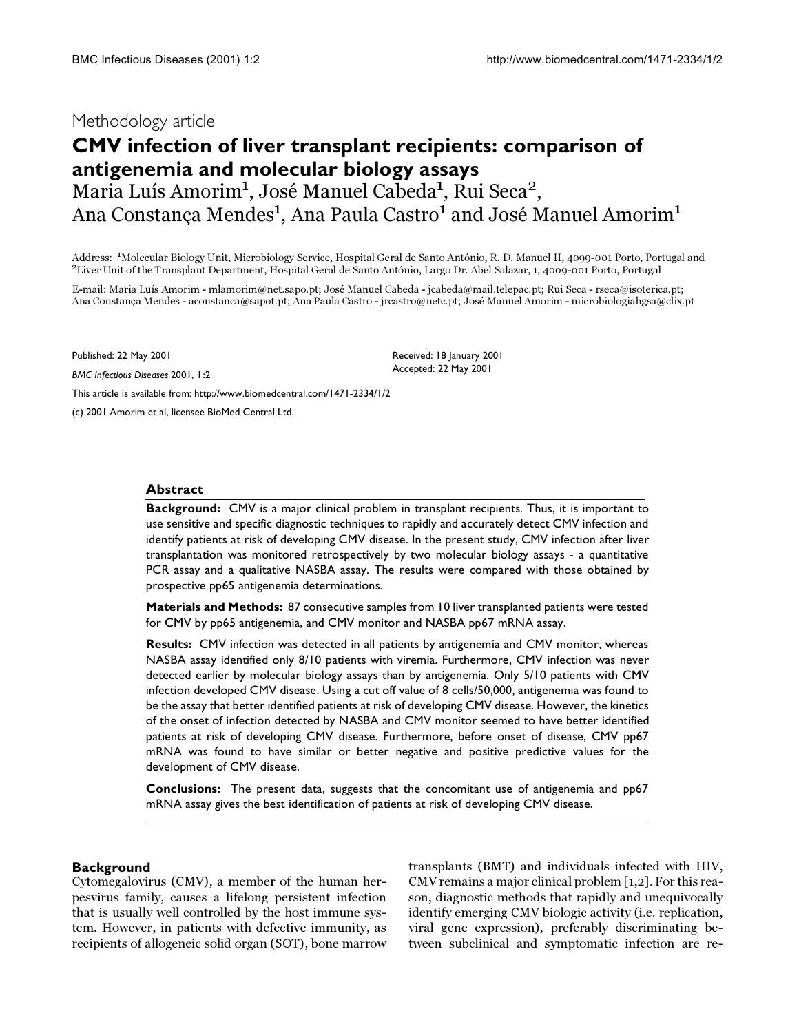Methodology article

# CMV infection of liver transplant recipients: comparison of antigenemia and molecular biology assays

Maria Luís Amorim[1], José Manuel Cabeda[1], Rui Seca[2], Ana Constança Mendes[1], Ana Paula Castro[1] and José Manuel Amorim[1]

Address: [1]Molecular Biology Unit, Microbiology Service, Hospital Geral de Santo António, R. D. Manuel II, 4099-001 Porto, Portugal and [2]Liver Unit of the Transplant Department, Hospital Geral de Santo António, Largo Dr. Abel Salazar, 1, 4009-001 Porto, Portugal

E-mail: Maria Luís Amorim - mlamorim@net.sapo.pt; José Manuel Cabeda - jcabeda@mail.telepac.pt; Rui Seca - rseca@isoterica.pt; Ana Constança Mendes - aconstanca@sapot.pt; Ana Paula Castro - jrcastro@netc.pt; José Manuel Amorim - microbiologiahgsa@clix.pt

Published: 22 May 2001

*BMC Infectious Diseases* 2001, **1**:2

This article is available from: http://www.biomedcentral.com/1471-2334/1/2

(c) 2001 Amorim et al, licensee BioMed Central Ltd.

Received: 18 January 2001
Accepted: 22 May 2001

## Abstract

**Background:** CMV is a major clinical problem in transplant recipients. Thus, it is important to use sensitive and specific diagnostic techniques to rapidly and accurately detect CMV infection and identify patients at risk of developing CMV disease. In the present study, CMV infection after liver transplantation was monitored retrospectively by two molecular biology assays - a quantitative PCR assay and a qualitative NASBA assay. The results were compared with those obtained by prospective pp65 antigenemia determinations.

**Materials and Methods:** 87 consecutive samples from 10 liver transplanted patients were tested for CMV by pp65 antigenemia, and CMV monitor and NASBA pp67 mRNA assay.

**Results:** CMV infection was detected in all patients by antigenemia and CMV monitor, whereas NASBA assay identified only 8/10 patients with viremia. Furthermore, CMV infection was never detected earlier by molecular biology assays than by antigenemia. Only 5/10 patients with CMV infection developed CMV disease. Using a cut off value of 8 cells/50,000, antigenemia was found to be the assay that better identified patients at risk of developing CMV disease. However, the kinetics of the onset of infection detected by NASBA and CMV monitor seemed to have better identified patients at risk of developing CMV disease. Furthermore, before onset of disease, CMV pp67 mRNA was found to have similar or better negative and positive predictive values for the development of CMV disease.

**Conclusions:** The present data, suggests that the concomitant use of antigenemia and pp67 mRNA assay gives the best identification of patients at risk of developing CMV disease.

## Background

Cytomegalovirus (CMV), a member of the human herpesvirus family, causes a lifelong persistent infection that is usually well controlled by the host immune system. However, in patients with defective immunity, as recipients of allogeneic solid organ (SOT), bone marrow transplants (BMT) and individuals infected with HIV, CMV remains a major clinical problem [1,2]. For this reason, diagnostic methods that rapidly and unequivocally identify emerging CMV biologic activity (i.e. replication, viral gene expression), preferably discriminating between subclinical and symptomatic infection are re-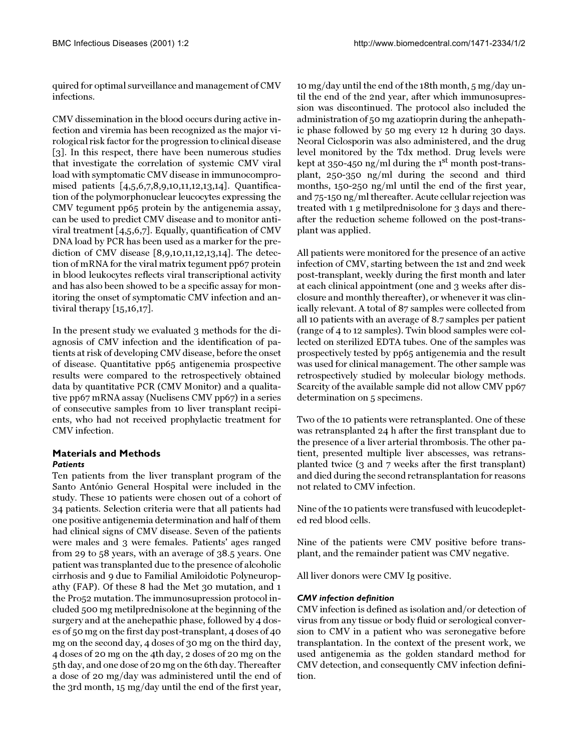quired for optimal surveillance and management of CMV infections.

CMV dissemination in the blood occurs during active infection and viremia has been recognized as the major virological risk factor for the progression to clinical disease [3]. In this respect, there have been numerous studies that investigate the correlation of systemic CMV viral load with symptomatic CMV disease in immunocompromised patients [4,5,6,7,8,9,10,11,12,13,14]. Quantification of the polymorphonuclear leucocytes expressing the CMV tegument pp65 protein by the antigenemia assay, can be used to predict CMV disease and to monitor antiviral treatment [4,5,6,7]. Equally, quantification of CMV DNA load by PCR has been used as a marker for the prediction of CMV disease [8,9,10,11,12,13,14]. The detection of mRNA for the viral matrix tegument pp67 protein in blood leukocytes reflects viral transcriptional activity and has also been showed to be a specific assay for monitoring the onset of symptomatic CMV infection and antiviral therapy [15,16,17].

In the present study we evaluated 3 methods for the diagnosis of CMV infection and the identification of patients at risk of developing CMV disease, before the onset of disease. Quantitative pp65 antigenemia prospective results were compared to the retrospectively obtained data by quantitative PCR (CMV Monitor) and a qualitative pp67 mRNA assay (Nuclisens CMV pp67) in a series of consecutive samples from 10 liver transplant recipients, who had not received prophylactic treatment for CMV infection.

## Materials and Methods

### *Patients*

Ten patients from the liver transplant program of the Santo António General Hospital were included in the study. These 10 patients were chosen out of a cohort of 34 patients. Selection criteria were that all patients had one positive antigenemia determination and half of them had clinical signs of CMV disease. Seven of the patients were males and 3 were females. Patients' ages ranged from 29 to 58 years, with an average of 38.5 years. One patient was transplanted due to the presence of alcoholic cirrhosis and 9 due to Familial Amiloidotic Polyneuropathy (FAP). Of these 8 had the Met 30 mutation, and 1 the Pro52 mutation. The immunosupression protocol included 500 mg metilprednisolone at the beginning of the surgery and at the anehepathic phase, followed by 4 doses of 50 mg on the first day post-transplant, 4 doses of 40 mg on the second day, 4 doses of 30 mg on the third day, 4 doses of 20 mg on the 4th day, 2 doses of 20 mg on the 5th day, and one dose of 20 mg on the 6th day. Thereafter a dose of 20 mg/day was administered until the end of the 3rd month, 15 mg/day until the end of the first year, 10 mg/day until the end of the 18th month, 5 mg/day until the end of the 2nd year, after which immunosupression was discontinued. The protocol also included the administration of 50 mg azatioprin during the anhepathic phase followed by 50 mg every 12 h during 30 days. Neoral Ciclosporin was also administered, and the drug level monitored by the Tdx method. Drug levels were kept at 350-450 ng/ml during the 1st month post-transplant, 250-350 ng/ml during the second and third months, 150-250 ng/ml until the end of the first year, and 75-150 ng/ml thereafter. Acute cellular rejection was treated with 1 g metilprednisolone for 3 days and thereafter the reduction scheme followed on the post-transplant was applied.

All patients were monitored for the presence of an active infection of CMV, starting between the 1st and 2nd week post-transplant, weekly during the first month and later at each clinical appointment (one and 3 weeks after disclosure and monthly thereafter), or whenever it was clinically relevant. A total of 87 samples were collected from all 10 patients with an average of 8.7 samples per patient (range of 4 to 12 samples). Twin blood samples were collected on sterilized EDTA tubes. One of the samples was prospectively tested by pp65 antigenemia and the result was used for clinical management. The other sample was retrospectively studied by molecular biology methods. Scarcity of the available sample did not allow CMV pp67 determination on 5 specimens.

Two of the 10 patients were retransplanted. One of these was retransplanted 24 h after the first transplant due to the presence of a liver arterial thrombosis. The other patient, presented multiple liver abscesses, was retransplanted twice (3 and 7 weeks after the first transplant) and died during the second retransplantation for reasons not related to CMV infection.

Nine of the 10 patients were transfused with leucodepleted red blood cells.

Nine of the patients were CMV positive before transplant, and the remainder patient was CMV negative.

All liver donors were CMV Ig positive.

### *CMV infection definition*

CMV infection is defined as isolation and/or detection of virus from any tissue or body fluid or serological conversion to CMV in a patient who was seronegative before transplantation. In the context of the present work, we used antigenemia as the golden standard method for CMV detection, and consequently CMV infection definition.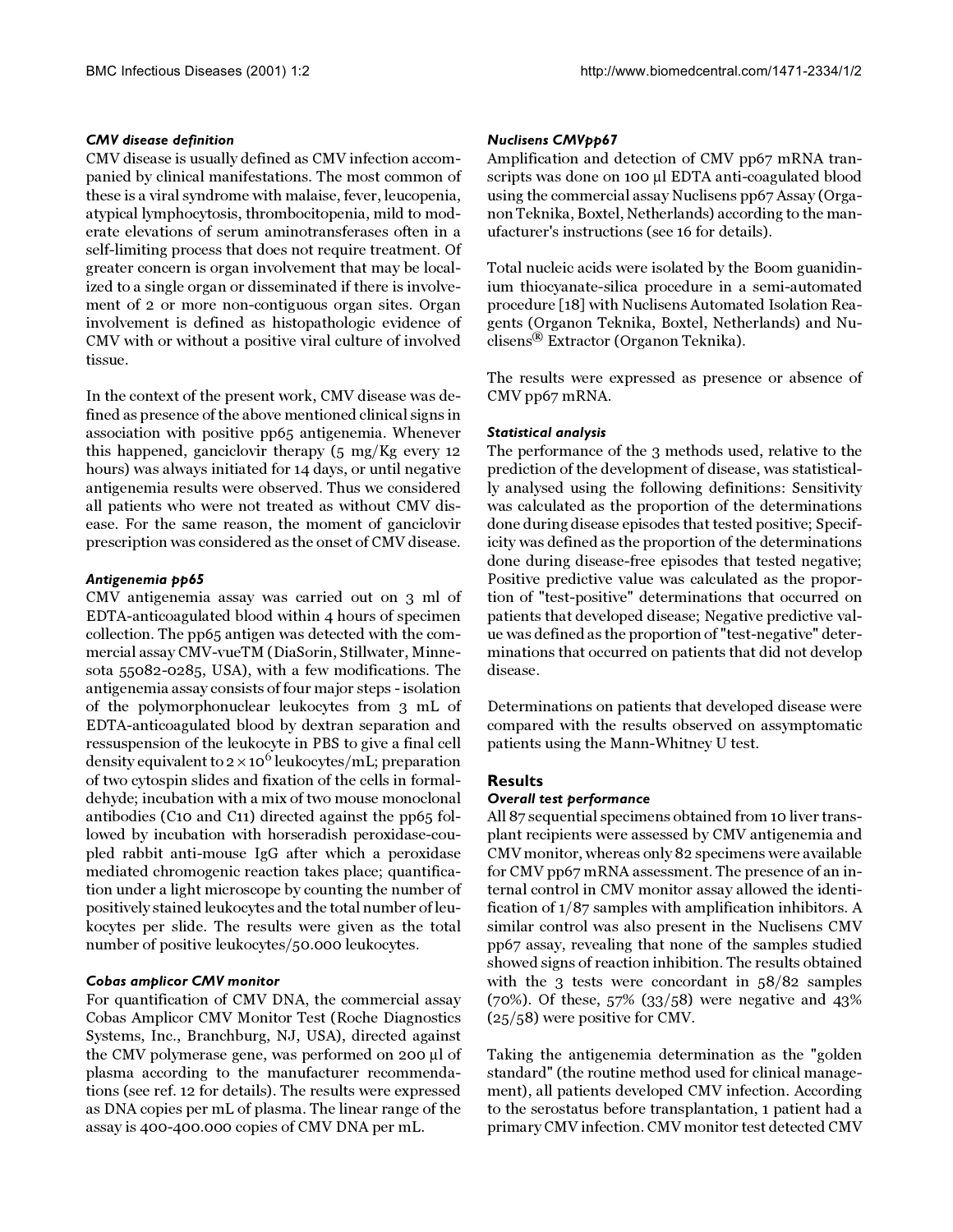#### *CMV disease definition*

CMV disease is usually defined as CMV infection accompanied by clinical manifestations. The most common of these is a viral syndrome with malaise, fever, leucopenia, atypical lymphocytosis, thrombocitopenia, mild to moderate elevations of serum aminotransferases often in a self-limiting process that does not require treatment. Of greater concern is organ involvement that may be localized to a single organ or disseminated if there is involvement of 2 or more non-contiguous organ sites. Organ involvement is defined as histopathologic evidence of CMV with or without a positive viral culture of involved tissue.

In the context of the present work, CMV disease was defined as presence of the above mentioned clinical signs in association with positive pp65 antigenemia. Whenever this happened, ganciclovir therapy (5 mg/Kg every 12 hours) was always initiated for 14 days, or until negative antigenemia results were observed. Thus we considered all patients who were not treated as without CMV disease. For the same reason, the moment of ganciclovir prescription was considered as the onset of CMV disease.

#### *Antigenemia pp65*

CMV antigenemia assay was carried out on 3 ml of EDTA-anticoagulated blood within 4 hours of specimen collection. The pp65 antigen was detected with the commercial assay CMV-vueTM (DiaSorin, Stillwater, Minnesota 55082-0285, USA), with a few modifications. The antigenemia assay consists of four major steps - isolation of the polymorphonuclear leukocytes from 3 mL of EDTA-anticoagulated blood by dextran separation and ressuspension of the leukocyte in PBS to give a final cell density equivalent to $2 \times 10^6$ leukocytes/mL; preparation of two cytospin slides and fixation of the cells in formaldehyde; incubation with a mix of two mouse monoclonal antibodies (C10 and C11) directed against the pp65 followed by incubation with horseradish peroxidase-coupled rabbit anti-mouse IgG after which a peroxidase mediated chromogenic reaction takes place; quantification under a light microscope by counting the number of positively stained leukocytes and the total number of leukocytes per slide. The results were given as the total number of positive leukocytes/50.000 leukocytes.

#### *Cobas amplicor CMV monitor*

For quantification of CMV DNA, the commercial assay Cobas Amplicor CMV Monitor Test (Roche Diagnostics Systems, Inc., Branchburg, NJ, USA), directed against the CMV polymerase gene, was performed on 200 µl of plasma according to the manufacturer recommendations (see ref. 12 for details). The results were expressed as DNA copies per mL of plasma. The linear range of the assay is 400-400.000 copies of CMV DNA per mL.

#### *Nuclisens CMVpp67*

Amplification and detection of CMV pp67 mRNA transcripts was done on 100 µl EDTA anti-coagulated blood using the commercial assay Nuclisens pp67 Assay (Organon Teknika, Boxtel, Netherlands) according to the manufacturer's instructions (see 16 for details).

Total nucleic acids were isolated by the Boom guanidinium thiocyanate-silica procedure in a semi-automated procedure [18] with Nuclisens Automated Isolation Reagents (Organon Teknika, Boxtel, Netherlands) and Nuclisens® Extractor (Organon Teknika).

The results were expressed as presence or absence of CMV pp67 mRNA.

#### *Statistical analysis*

The performance of the 3 methods used, relative to the prediction of the development of disease, was statistically analysed using the following definitions: Sensitivity was calculated as the proportion of the determinations done during disease episodes that tested positive; Specificity was defined as the proportion of the determinations done during disease-free episodes that tested negative; Positive predictive value was calculated as the proportion of "test-positive" determinations that occurred on patients that developed disease; Negative predictive value was defined as the proportion of "test-negative" determinations that occurred on patients that did not develop disease.

Determinations on patients that developed disease were compared with the results observed on assymptomatic patients using the Mann-Whitney U test.

## Results

#### *Overall test performance*

All 87 sequential specimens obtained from 10 liver transplant recipients were assessed by CMV antigenemia and CMV monitor, whereas only 82 specimens were available for CMV pp67 mRNA assessment. The presence of an internal control in CMV monitor assay allowed the identification of 1/87 samples with amplification inhibitors. A similar control was also present in the Nuclisens CMV pp67 assay, revealing that none of the samples studied showed signs of reaction inhibition. The results obtained with the 3 tests were concordant in 58/82 samples (70%). Of these, 57% (33/58) were negative and 43% (25/58) were positive for CMV.

Taking the antigenemia determination as the "golden standard" (the routine method used for clinical management), all patients developed CMV infection. According to the serostatus before transplantation, 1 patient had a primary CMV infection. CMV monitor test detected CMV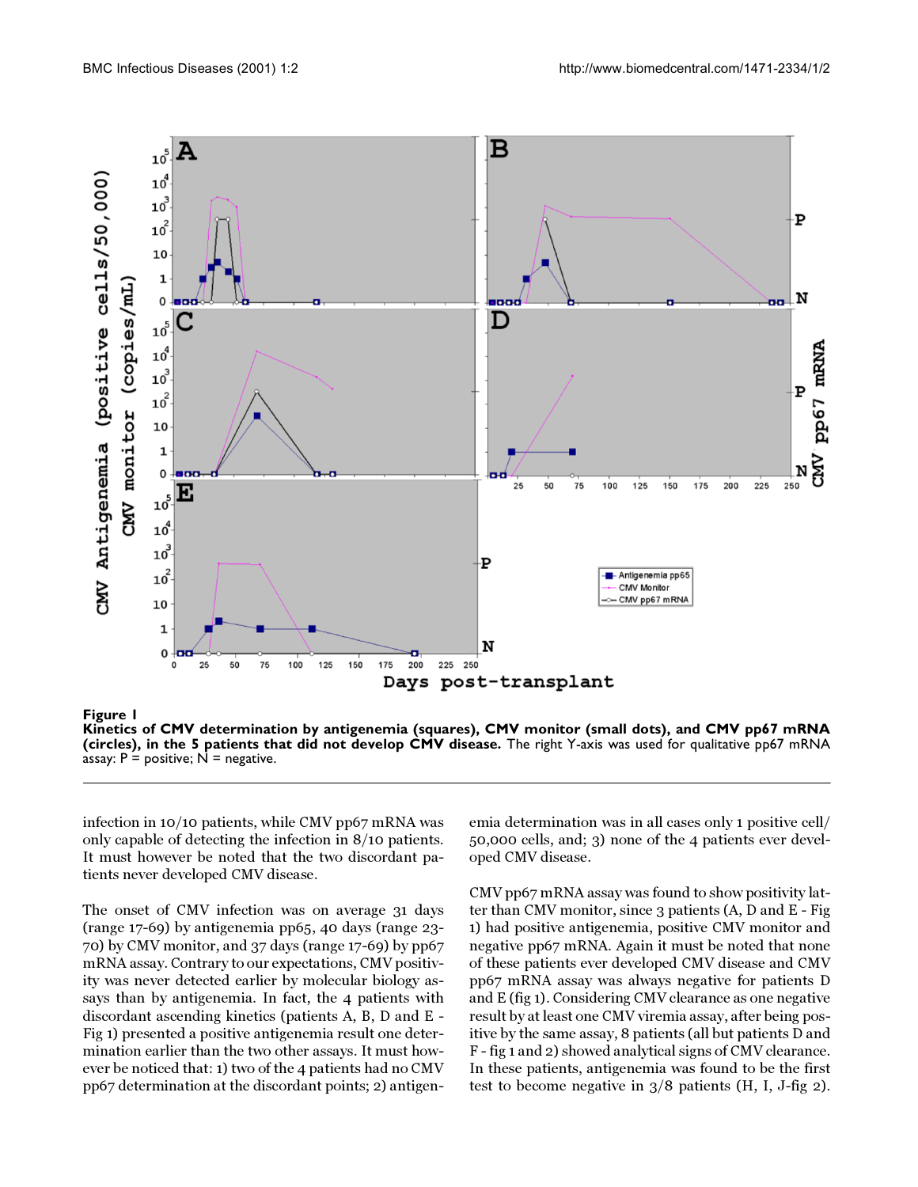**Figure 1**
**Kinetics of CMV determination by antigenemia (squares), CMV monitor (small dots), and CMV pp67 mRNA (circles), in the 5 patients that did not develop CMV disease.** The right Y-axis was used for qualitative pp67 mRNA assay: P = positive; N = negative.

infection in 10/10 patients, while CMV pp67 mRNA was only capable of detecting the infection in 8/10 patients. It must however be noted that the two discordant patients never developed CMV disease.

The onset of CMV infection was on average 31 days (range 17-69) by antigenemia pp65, 40 days (range 23-70) by CMV monitor, and 37 days (range 17-69) by pp67 mRNA assay. Contrary to our expectations, CMV positivity was never detected earlier by molecular biology assays than by antigenemia. In fact, the 4 patients with discordant ascending kinetics (patients A, B, D and E - Fig 1) presented a positive antigenemia result one determination earlier than the two other assays. It must however be noticed that: 1) two of the 4 patients had no CMV pp67 determination at the discordant points; 2) antigenemia determination was in all cases only 1 positive cell/50,000 cells, and; 3) none of the 4 patients ever developed CMV disease.

CMV pp67 mRNA assay was found to show positivity latter than CMV monitor, since 3 patients (A, D and E - Fig 1) had positive antigenemia, positive CMV monitor and negative pp67 mRNA. Again it must be noted that none of these patients ever developed CMV disease and CMV pp67 mRNA assay was always negative for patients D and E (fig 1). Considering CMV clearance as one negative result by at least one CMV viremia assay, after being positive by the same assay, 8 patients (all but patients D and F - fig 1 and 2) showed analytical signs of CMV clearance. In these patients, antigenemia was found to be the first test to become negative in 3/8 patients (H, I, J-fig 2).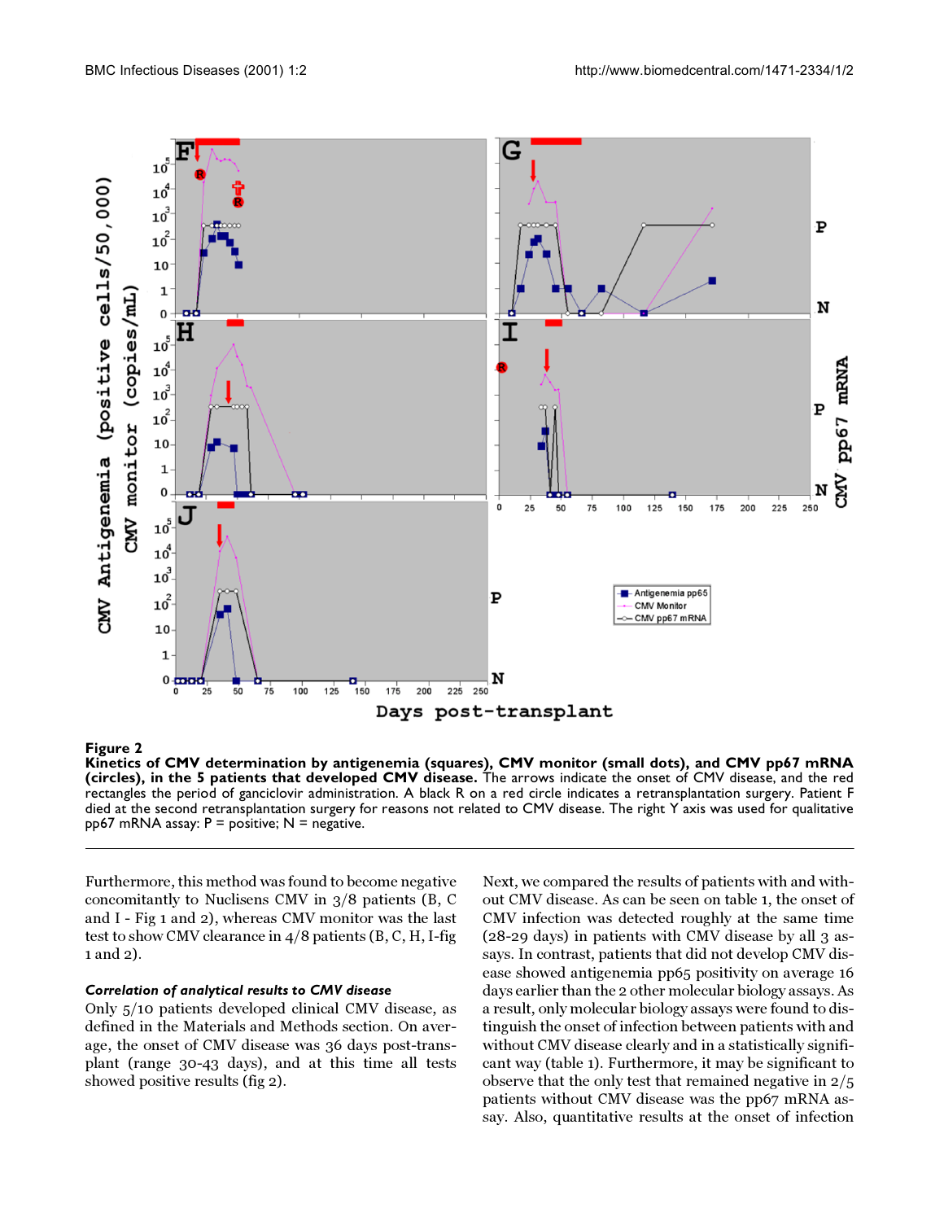**Figure 2**
**Kinetics of CMV determination by antigenemia (squares), CMV monitor (small dots), and CMV pp67 mRNA (circles), in the 5 patients that developed CMV disease.** The arrows indicate the onset of CMV disease, and the red rectangles the period of ganciclovir administration. A black R on a red circle indicates a retransplantation surgery. Patient F died at the second retransplantation surgery for reasons not related to CMV disease. The right Y axis was used for qualitative pp67 mRNA assay: P = positive; N = negative.

Furthermore, this method was found to become negative concomitantly to Nuclisens CMV in 3/8 patients (B, C and I - Fig 1 and 2), whereas CMV monitor was the last test to show CMV clearance in 4/8 patients (B, C, H, I-fig 1 and 2).

### *Correlation of analytical results to CMV disease*

Only 5/10 patients developed clinical CMV disease, as defined in the Materials and Methods section. On average, the onset of CMV disease was 36 days post-transplant (range 30-43 days), and at this time all tests showed positive results (fig 2).

Next, we compared the results of patients with and without CMV disease. As can be seen on table 1, the onset of CMV infection was detected roughly at the same time (28-29 days) in patients with CMV disease by all 3 assays. In contrast, patients that did not develop CMV disease showed antigenemia pp65 positivity on average 16 days earlier than the 2 other molecular biology assays. As a result, only molecular biology assays were found to distinguish the onset of infection between patients with and without CMV disease clearly and in a statistically significant way (table 1). Furthermore, it may be significant to observe that the only test that remained negative in 2/5 patients without CMV disease was the pp67 mRNA assay. Also, quantitative results at the onset of infection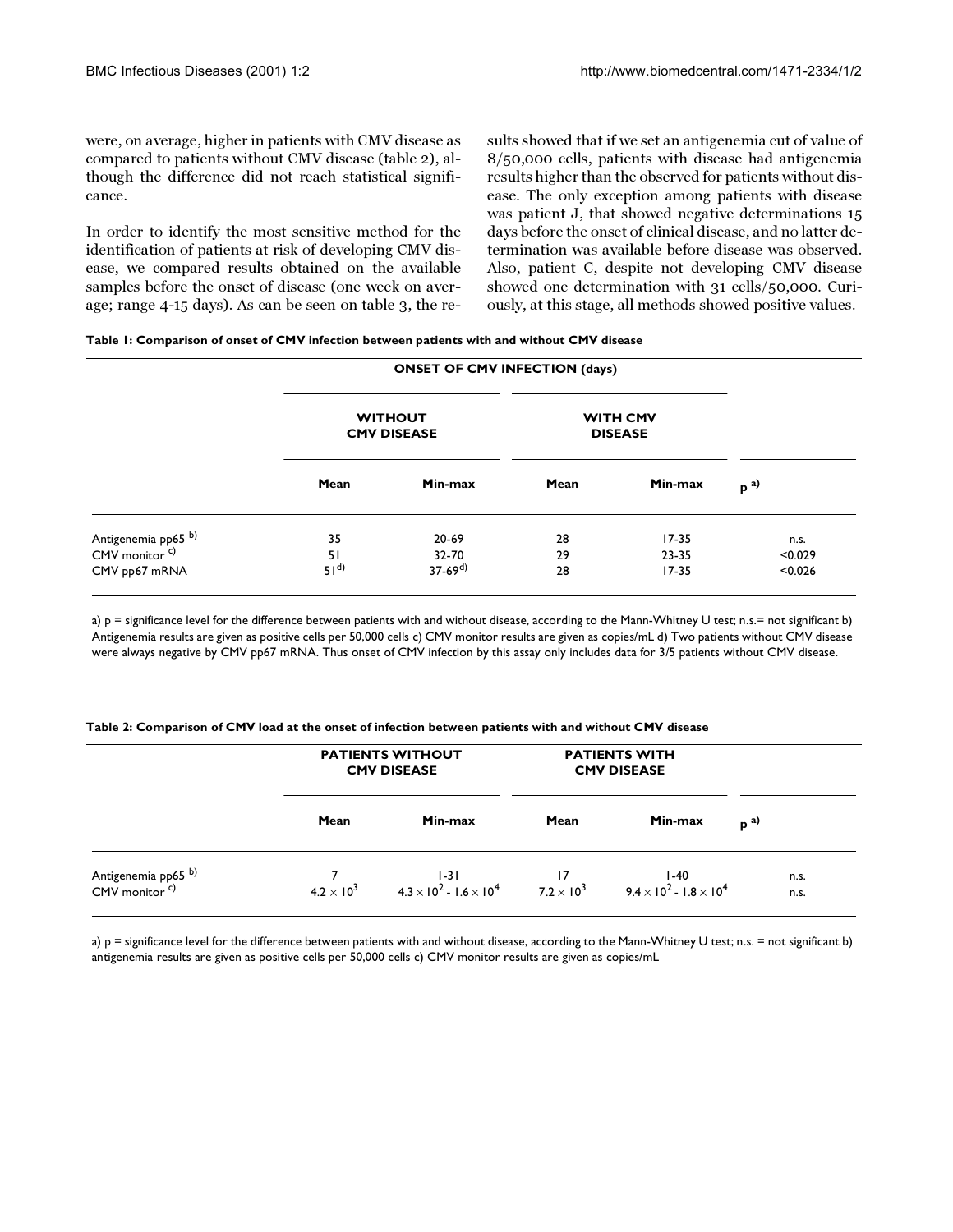were, on average, higher in patients with CMV disease as compared to patients without CMV disease (table 2), although the difference did not reach statistical significance.

In order to identify the most sensitive method for the identification of patients at risk of developing CMV disease, we compared results obtained on the available samples before the onset of disease (one week on average; range 4-15 days). As can be seen on table 3, the results showed that if we set an antigenemia cut of value of 8/50,000 cells, patients with disease had antigenemia results higher than the observed for patients without disease. The only exception among patients with disease was patient J, that showed negative determinations 15 days before the onset of clinical disease, and no latter determination was available before disease was observed. Also, patient C, despite not developing CMV disease showed one determination with 31 cells/50,000. Curiously, at this stage, all methods showed positive values.

**Table 1: Comparison of onset of CMV infection between patients with and without CMV disease**

| | ONSET OF CMV INFECTION (days) | | | | |
|---|---|---|---|---|---|
| | WITHOUT CMV DISEASE | | WITH CMV DISEASE | | |
| | Mean | Min-max | Mean | Min-max | p [a)] |
| Antigenemia pp65 [b)] | 35 | 20-69 | 28 | 17-35 | n.s. |
| CMV monitor [c)] | 51 | 32-70 | 29 | 23-35 | <0.029 |
| CMV pp67 mRNA | 51 [d)] | 37-69 [d)] | 28 | 17-35 | <0.026 |

a) p = significance level for the difference between patients with and without disease, according to the Mann-Whitney U test; n.s.= not significant b) Antigenemia results are given as positive cells per 50,000 cells c) CMV monitor results are given as copies/mL d) Two patients without CMV disease were always negative by CMV pp67 mRNA. Thus onset of CMV infection by this assay only includes data for 3/5 patients without CMV disease.

**Table 2: Comparison of CMV load at the onset of infection between patients with and without CMV disease**

| | PATIENTS WITHOUT CMV DISEASE | | PATIENTS WITH CMV DISEASE | | |
|---|---|---|---|---|---|
| | Mean | Min-max | Mean | Min-max | p [a)] |
| Antigenemia pp65 [b)] | 7 | 1-31 | 17 | 1-40 | n.s. |
| CMV monitor [c)] | $4.2 \times 10^3$ | $4.3 \times 10^2$ - $1.6 \times 10^4$ | $7.2 \times 10^3$ | $9.4 \times 10^2$ - $1.8 \times 10^4$ | n.s. |

a) p = significance level for the difference between patients with and without disease, according to the Mann-Whitney U test; n.s. = not significant b) antigenemia results are given as positive cells per 50,000 cells c) CMV monitor results are given as copies/mL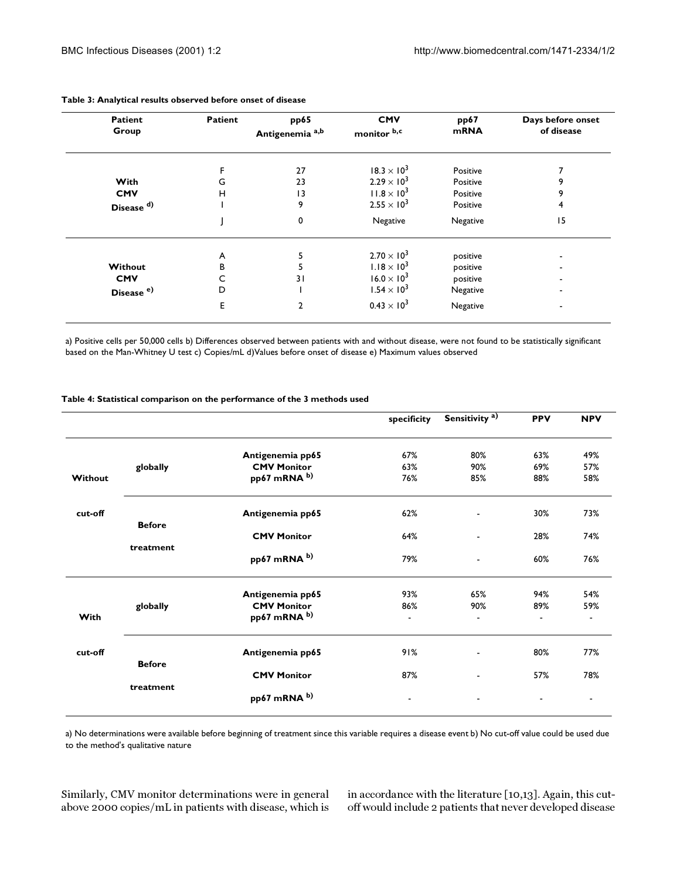**Table 3: Analytical results observed before onset of disease**

| Patient Group | Patient | pp65 Antigenemia [a,b] | CMV monitor [b,c] | pp67 mRNA | Days before onset of disease |
|---|---|---|---|---|---|
| With CMV Disease [d)] | F | 27 | $18.3 \times 10^3$ | Positive | 7 |
| | G | 23 | $2.29 \times 10^3$ | Positive | 9 |
| | H | 13 | $11.8 \times 10^3$ | Positive | 9 |
| | I | 9 | $2.55 \times 10^3$ | Positive | 4 |
| | J | 0 | Negative | Negative | 15 |
| Without CMV Disease [e)] | A | 5 | $2.70 \times 10^3$ | positive | - |
| | B | 5 | $1.18 \times 10^3$ | positive | - |
| | C | 31 | $16.0 \times 10^3$ | positive | - |
| | D | 1 | $1.54 \times 10^3$ | Negative | - |
| | E | 2 | $0.43 \times 10^3$ | Negative | - |

a) Positive cells per 50,000 cells b) Differences observed between patients with and without disease, were not found to be statistically significant based on the Man-Whitney U test c) Copies/mL d)Values before onset of disease e) Maximum values observed

**Table 4: Statistical comparison on the performance of the 3 methods used**

| | | | specificity | Sensitivity [a)] | PPV | NPV |
|---|---|---|---|---|---|---|
| Without cut-off | globally | Antigenemia pp65 | 67% | 80% | 63% | 49% |
| | | CMV Monitor | 63% | 90% | 69% | 57% |
| | | pp67 mRNA [b)] | 76% | 85% | 88% | 58% |
| | Before treatment | Antigenemia pp65 | 62% | - | 30% | 73% |
| | | CMV Monitor | 64% | - | 28% | 74% |
| | | pp67 mRNA [b)] | 79% | - | 60% | 76% |
| With cut-off | globally | Antigenemia pp65 | 93% | 65% | 94% | 54% |
| | | CMV Monitor | 86% | 90% | 89% | 59% |
| | | pp67 mRNA [b)] | - | - | - | - |
| | Before treatment | Antigenemia pp65 | 91% | - | 80% | 77% |
| | | CMV Monitor | 87% | - | 57% | 78% |
| | | pp67 mRNA [b)] | - | - | - | - |

a) No determinations were available before beginning of treatment since this variable requires a disease event b) No cut-off value could be used due to the method's qualitative nature

Similarly, CMV monitor determinations were in general above 2000 copies/mL in patients with disease, which is in accordance with the literature [10,13]. Again, this cut-off would include 2 patients that never developed disease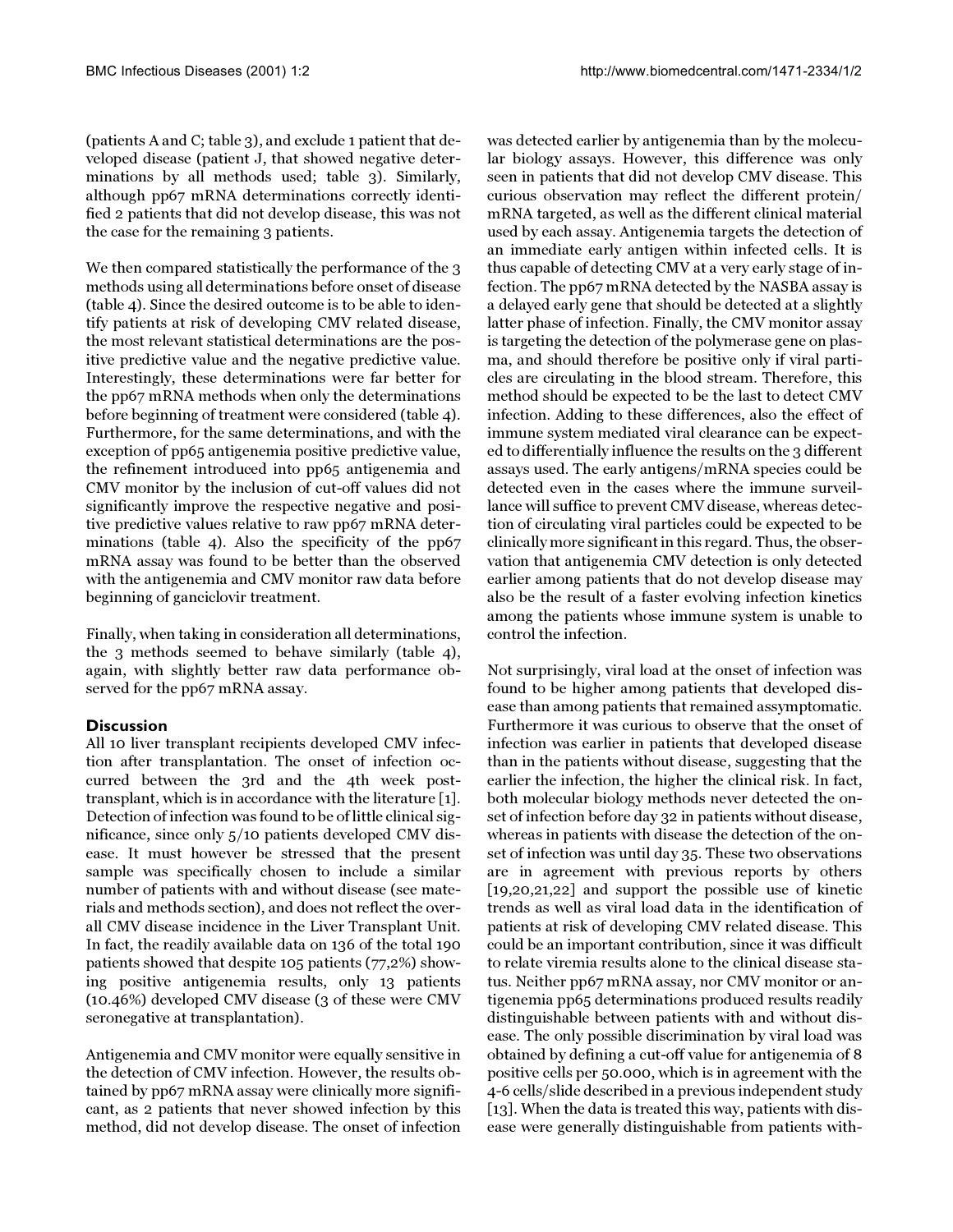(patients A and C; table 3), and exclude 1 patient that developed disease (patient J, that showed negative determinations by all methods used; table 3). Similarly, although pp67 mRNA determinations correctly identified 2 patients that did not develop disease, this was not the case for the remaining 3 patients.

We then compared statistically the performance of the 3 methods using all determinations before onset of disease (table 4). Since the desired outcome is to be able to identify patients at risk of developing CMV related disease, the most relevant statistical determinations are the positive predictive value and the negative predictive value. Interestingly, these determinations were far better for the pp67 mRNA methods when only the determinations before beginning of treatment were considered (table 4). Furthermore, for the same determinations, and with the exception of pp65 antigenemia positive predictive value, the refinement introduced into pp65 antigenemia and CMV monitor by the inclusion of cut-off values did not significantly improve the respective negative and positive predictive values relative to raw pp67 mRNA determinations (table 4). Also the specificity of the pp67 mRNA assay was found to be better than the observed with the antigenemia and CMV monitor raw data before beginning of ganciclovir treatment.

Finally, when taking in consideration all determinations, the 3 methods seemed to behave similarly (table 4), again, with slightly better raw data performance observed for the pp67 mRNA assay.

## Discussion

All 10 liver transplant recipients developed CMV infection after transplantation. The onset of infection occurred between the 3rd and the 4th week post-transplant, which is in accordance with the literature [1]. Detection of infection was found to be of little clinical significance, since only 5/10 patients developed CMV disease. It must however be stressed that the present sample was specifically chosen to include a similar number of patients with and without disease (see materials and methods section), and does not reflect the overall CMV disease incidence in the Liver Transplant Unit. In fact, the readily available data on 136 of the total 190 patients showed that despite 105 patients (77,2%) showing positive antigenemia results, only 13 patients (10.46%) developed CMV disease (3 of these were CMV seronegative at transplantation).

Antigenemia and CMV monitor were equally sensitive in the detection of CMV infection. However, the results obtained by pp67 mRNA assay were clinically more significant, as 2 patients that never showed infection by this method, did not develop disease. The onset of infection was detected earlier by antigenemia than by the molecular biology assays. However, this difference was only seen in patients that did not develop CMV disease. This curious observation may reflect the different protein/mRNA targeted, as well as the different clinical material used by each assay. Antigenemia targets the detection of an immediate early antigen within infected cells. It is thus capable of detecting CMV at a very early stage of infection. The pp67 mRNA detected by the NASBA assay is a delayed early gene that should be detected at a slightly latter phase of infection. Finally, the CMV monitor assay is targeting the detection of the polymerase gene on plasma, and should therefore be positive only if viral particles are circulating in the blood stream. Therefore, this method should be expected to be the last to detect CMV infection. Adding to these differences, also the effect of immune system mediated viral clearance can be expected to differentially influence the results on the 3 different assays used. The early antigens/mRNA species could be detected even in the cases where the immune surveillance will suffice to prevent CMV disease, whereas detection of circulating viral particles could be expected to be clinically more significant in this regard. Thus, the observation that antigenemia CMV detection is only detected earlier among patients that do not develop disease may also be the result of a faster evolving infection kinetics among the patients whose immune system is unable to control the infection.

Not surprisingly, viral load at the onset of infection was found to be higher among patients that developed disease than among patients that remained assymptomatic. Furthermore it was curious to observe that the onset of infection was earlier in patients that developed disease than in the patients without disease, suggesting that the earlier the infection, the higher the clinical risk. In fact, both molecular biology methods never detected the onset of infection before day 32 in patients without disease, whereas in patients with disease the detection of the onset of infection was until day 35. These two observations are in agreement with previous reports by others [19,20,21,22] and support the possible use of kinetic trends as well as viral load data in the identification of patients at risk of developing CMV related disease. This could be an important contribution, since it was difficult to relate viremia results alone to the clinical disease status. Neither pp67 mRNA assay, nor CMV monitor or antigenemia pp65 determinations produced results readily distinguishable between patients with and without disease. The only possible discrimination by viral load was obtained by defining a cut-off value for antigenemia of 8 positive cells per 50.000, which is in agreement with the 4-6 cells/slide described in a previous independent study [13]. When the data is treated this way, patients with disease were generally distinguishable from patients with-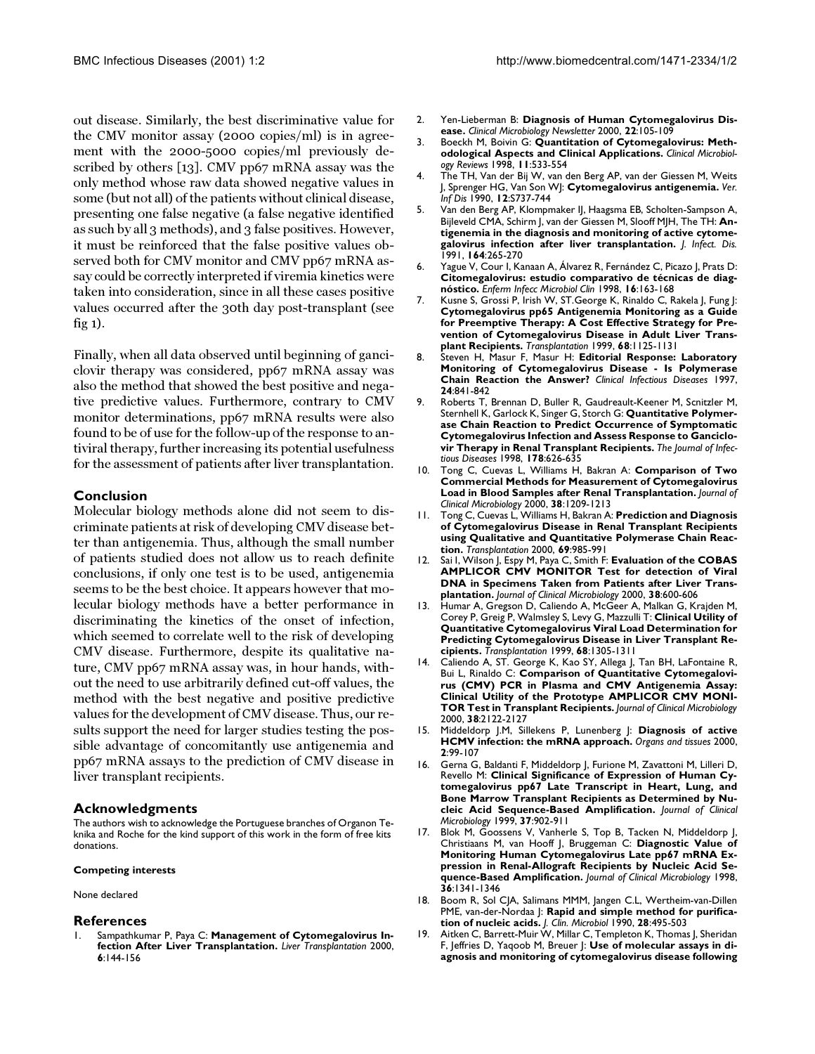out disease. Similarly, the best discriminative value for the CMV monitor assay (2000 copies/ml) is in agreement with the 2000-5000 copies/ml previously described by others [13]. CMV pp67 mRNA assay was the only method whose raw data showed negative values in some (but not all) of the patients without clinical disease, presenting one false negative (a false negative identified as such by all 3 methods), and 3 false positives. However, it must be reinforced that the false positive values observed both for CMV monitor and CMV pp67 mRNA assay could be correctly interpreted if viremia kinetics were taken into consideration, since in all these cases positive values occurred after the 30th day post-transplant (see fig 1).

Finally, when all data observed until beginning of ganciclovir therapy was considered, pp67 mRNA assay was also the method that showed the best positive and negative predictive values. Furthermore, contrary to CMV monitor determinations, pp67 mRNA results were also found to be of use for the follow-up of the response to antiviral therapy, further increasing its potential usefulness for the assessment of patients after liver transplantation.

## Conclusion

Molecular biology methods alone did not seem to discriminate patients at risk of developing CMV disease better than antigenemia. Thus, although the small number of patients studied does not allow us to reach definite conclusions, if only one test is to be used, antigenemia seems to be the best choice. It appears however that molecular biology methods have a better performance in discriminating the kinetics of the onset of infection, which seemed to correlate well to the risk of developing CMV disease. Furthermore, despite its qualitative nature, CMV pp67 mRNA assay was, in hour hands, without the need to use arbitrarily defined cut-off values, the method with the best negative and positive predictive values for the development of CMV disease. Thus, our results support the need for larger studies testing the possible advantage of concomitantly use antigenemia and pp67 mRNA assays to the prediction of CMV disease in liver transplant recipients.

## Acknowledgments

The authors wish to acknowledge the Portuguese branches of Organon Teknika and Roche for the kind support of this work in the form of free kits donations.

#### Competing interests

None declared

## References

1. Sampathkumar P, Paya C: **Management of Cytomegalovirus Infection After Liver Transplantation.** *Liver Transplantation* 2000, **6**:144-156
2. Yen-Lieberman B: **Diagnosis of Human Cytomegalovirus Disease.** *Clinical Microbiology Newsletter* 2000, **22**:105-109
3. Boeckh M, Boivin G: **Quantitation of Cytomegalovirus: Methodological Aspects and Clinical Applications.** *Clinical Microbiology Reviews* 1998, **11**:533-554
4. The TH, Van der Bij W, van den Berg AP, van der Giessen M, Weits J, Sprenger HG, Van Son WJ: **Cytomegalovirus antigenemia.** *Ver. Inf Dis* 1990, **12**:S737-744
5. Van den Berg AP, Klompmaker IJ, Haagsma EB, Scholten-Sampson A, Bijleveld CMA, Schirm J, van der Giessen M, Slooff MJH, The TH: **Antigenemia in the diagnosis and monitoring of active cytomegalovirus infection after liver transplantation.** *J. Infect. Dis.* 1991, **164**:265-270
6. Yague V, Cour I, Kanaan A, Álvarez R, Fernández C, Picazo J, Prats D: **Citomegalovirus: estudio comparativo de técnicas de diagnóstico.** *Enferm Infecc Microbiol Clin* 1998, **16**:163-168
7. Kusne S, Grossi P, Irish W, ST.George K, Rinaldo C, Rakela J, Fung J: **Cytomegalovirus pp65 Antigenemia Monitoring as a Guide for Preemptive Therapy: A Cost Effective Strategy for Prevention of Cytomegalovirus Disease in Adult Liver Transplant Recipients.** *Transplantation* 1999, **68**:1125-1131
8. Steven H, Masur F, Masur H: **Editorial Response: Laboratory Monitoring of Cytomegalovirus Disease - Is Polymerase Chain Reaction the Answer?** *Clinical Infectious Diseases* 1997, **24**:841-842
9. Roberts T, Brennan D, Buller R, Gaudreault-Keener M, Scnitzler M, Sternhell K, Garlock K, Singer G, Storch G: **Quantitative Polymerase Chain Reaction to Predict Occurrence of Symptomatic Cytomegalovirus Infection and Assess Response to Ganciclovir Therapy in Renal Transplant Recipients.** *The Journal of Infectious Diseases* 1998, **178**:626-635
10. Tong C, Cuevas L, Williams H, Bakran A: **Comparison of Two Commercial Methods for Measurement of Cytomegalovirus Load in Blood Samples after Renal Transplantation.** *Journal of Clinical Microbiology* 2000, **38**:1209-1213
11. Tong C, Cuevas L, Williams H, Bakran A: **Prediction and Diagnosis of Cytomegalovirus Disease in Renal Transplant Recipients using Qualitative and Quantitative Polymerase Chain Reaction.** *Transplantation* 2000, **69**:985-991
12. Sai I, Wilson J, Espy M, Paya C, Smith F: **Evaluation of the COBAS AMPLICOR CMV MONITOR Test for detection of Viral DNA in Specimens Taken from Patients after Liver Transplantation.** *Journal of Clinical Microbiology* 2000, **38**:600-606
13. Humar A, Gregson D, Caliendo A, McGeer A, Malkan G, Krajden M, Corey P, Greig P, Walmsley S, Levy G, Mazzulli T: **Clinical Utility of Quantitative Cytomegalovirus Viral Load Determination for Predicting Cytomegalovirus Disease in Liver Transplant Recipients.** *Transplantation* 1999, **68**:1305-1311
14. Caliendo A, ST. George K, Kao SY, Allega J, Tan BH, LaFontaine R, Bui L, Rinaldo C: **Comparison of Quantitative Cytomegalovirus (CMV) PCR in Plasma and CMV Antigenemia Assay: Clinical Utility of the Prototype AMPLICOR CMV MONITOR Test in Transplant Recipients.** *Journal of Clinical Microbiology* 2000, **38**:2122-2127
15. Middeldorp J.M, Sillekens P, Lunenberg J: **Diagnosis of active HCMV infection: the mRNA approach.** *Organs and tissues* 2000, **2**:99-107
16. Gerna G, Baldanti F, Middeldorp J, Furione M, Zavattoni M, Lilleri D, Revello M: **Clinical Significance of Expression of Human Cytomegalovirus pp67 Late Transcript in Heart, Lung, and Bone Marrow Transplant Recipients as Determined by Nucleic Acid Sequence-Based Amplification.** *Journal of Clinical Microbiology* 1999, **37**:902-911
17. Blok M, Goossens V, Vanherle S, Top B, Tacken N, Middeldorp J, Christiaans M, van Hooff J, Bruggeman C: **Diagnostic Value of Monitoring Human Cytomegalovirus Late pp67 mRNA Expression in Renal-Allograft Recipients by Nucleic Acid Sequence-Based Amplification.** *Journal of Clinical Microbiology* 1998, **36**:1341-1346
18. Boom R, Sol CJA, Salimans MMM, Jangen C.L, Wertheim-van-Dillen PME, van-der-Nordaa J: **Rapid and simple method for purification of nucleic acids.** *J. Clin. Microbiol* 1990, **28**:495-503
19. Aitken C, Barrett-Muir W, Millar C, Templeton K, Thomas J, Sheridan F, Jeffries D, Yaqoob M, Breuer J: **Use of molecular assays in diagnosis and monitoring of cytomegalovirus disease following**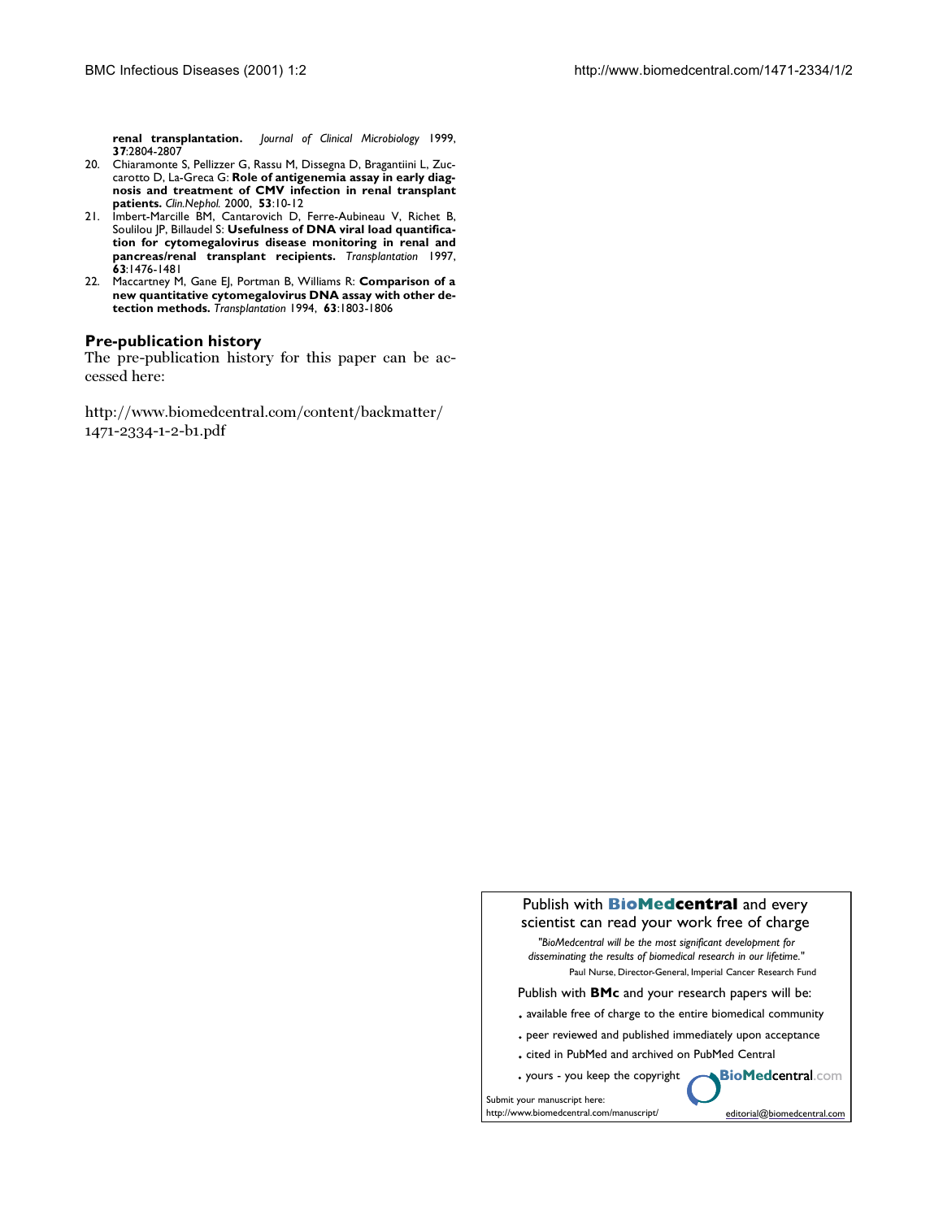**renal transplantation.** *Journal of Clinical Microbiology* 1999, **37**:2804-2807

20. Chiaramonte S, Pellizzer G, Rassu M, Dissegna D, Bragantiini L, Zuccarotto D, La-Greca G: **Role of antigenemia assay in early diagnosis and treatment of CMV infection in renal transplant patients.** *Clin.Nephol.* 2000, **53**:10-12
21. Imbert-Marcille BM, Cantarovich D, Ferre-Aubineau V, Richet B, Soulilou JP, Billaudel S: **Usefulness of DNA viral load quantification for cytomegalovirus disease monitoring in renal and pancreas/renal transplant recipients.** *Transplantation* 1997, **63**:1476-1481
22. Maccartney M, Gane EJ, Portman B, Williams R: **Comparison of a new quantitative cytomegalovirus DNA assay with other detection methods.** *Transplantation* 1994, **63**:1803-1806

## Pre-publication history

The pre-publication history for this paper can be accessed here:

http://www.biomedcentral.com/content/backmatter/1471-2334-1-2-b1.pdf

Publish with **BioMedcentral** and every scientist can read your work free of charge

*"BioMedcentral will be the most significant development for disseminating the results of biomedical research in our lifetime."*

Paul Nurse, Director-General, Imperial Cancer Research Fund

Publish with **BMc** and your research papers will be:

- available free of charge to the entire biomedical community
- peer reviewed and published immediately upon acceptance
- cited in PubMed and archived on PubMed Central
- yours - you keep the copyright

BioMedcentral.com

Submit your manuscript here:
http://www.biomedcentral.com/manuscript/

editorial@biomedcentral.com